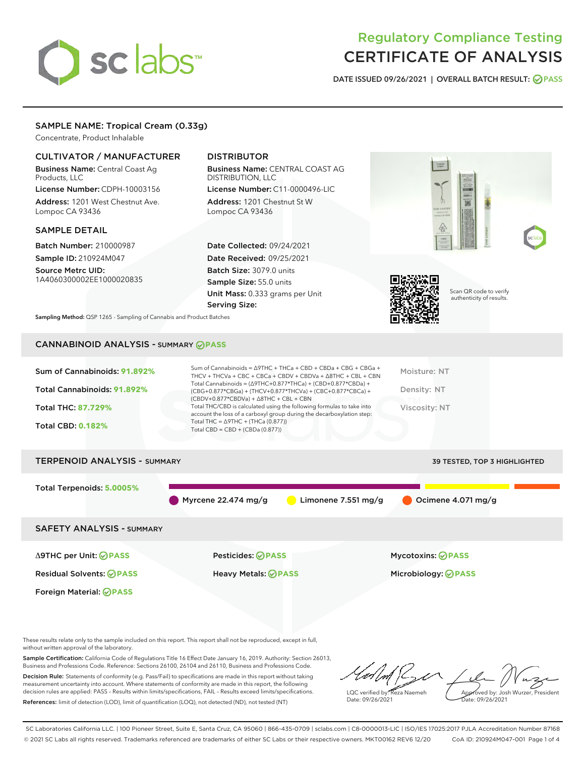# Regulatory Compliance Testing
# CERTIFICATE OF ANALYSIS

DATE ISSUED 09/26/2021 | OVERALL BATCH RESULT: PASS

## SAMPLE NAME: Tropical Cream (0.33g)

Concentrate, Product Inhalable

### CULTIVATOR / MANUFACTURER

**Business Name:** Central Coast Ag Products, LLC

**License Number:** CDPH-10003156

**Address:** 1201 West Chestnut Ave. Lompoc CA 93436

### DISTRIBUTOR

**Business Name:** CENTRAL COAST AG DISTRIBUTION, LLC

**License Number:** C11-0000496-LIC

**Address:** 1201 Chestnut St W Lompoc CA 93436

### SAMPLE DETAIL

**Batch Number:** 210000987

**Sample ID:** 210924M047

**Source Metrc UID:** 1A4060300002EE1000020835

**Date Collected:** 09/24/2021

**Date Received:** 09/25/2021

**Batch Size:** 3079.0 units

**Sample Size:** 55.0 units

**Unit Mass:** 0.333 grams per Unit

**Serving Size:**

Scan QR code to verify authenticity of results.

**Sampling Method:** QSP 1265 - Sampling of Cannabis and Product Batches

## CANNABINOID ANALYSIS - SUMMARY PASS

Sum of Cannabinoids: **91.892%**

Total Cannabinoids: **91.892%**

Total THC: **87.729%**

Total CBD: **0.182%**

Sum of Cannabinoids = Δ9THC + THCa + CBD + CBDa + CBG + CBGa + THCV + THCVa + CBC + CBCa + CBDV + CBDVa + Δ8THC + CBL + CBN

Total Cannabinoids = (Δ9THC+0.877*THCa) + (CBD+0.877*CBDa) + (CBG+0.877*CBGa) + (THCV+0.877*THCVa) + (CBC+0.877*CBCa) + (CBDV+0.877*CBDVa) + Δ8THC + CBL + CBN

Total THC/CBD is calculated using the following formulas to take into account the loss of a carboxyl group during the decarboxylation step:

Total THC = Δ9THC + (THCa (0.877))

Total CBD = CBD + (CBDa (0.877))

Moisture: NT

Density: NT

Viscosity: NT

## TERPENOID ANALYSIS - SUMMARY

39 TESTED, TOP 3 HIGHLIGHTED

Total Terpenoids: **5.0005%**

Myrcene 22.474 mg/g | Limonene 7.551 mg/g | Ocimene 4.071 mg/g

## SAFETY ANALYSIS - SUMMARY

| | | |
|---|---|---|
| Δ9THC per Unit: PASS | Pesticides: PASS | Mycotoxins: PASS |
| Residual Solvents: PASS | Heavy Metals: PASS | Microbiology: PASS |
| Foreign Material: PASS | | |

These results relate only to the sample included on this report. This report shall not be reproduced, except in full, without written approval of the laboratory.

**Sample Certification:** California Code of Regulations Title 16 Effect Date January 16, 2019. Authority: Section 26013, Business and Professions Code. Reference: Sections 26100, 26104 and 26110, Business and Professions Code.

**Decision Rule:** Statements of conformity (e.g. Pass/Fail) to specifications are made in this report without taking measurement uncertainty into account. Where statements of conformity are made in this report, the following decision rules are applied: PASS – Results within limits/specifications, FAIL – Results exceed limits/specifications.

**References:** limit of detection (LOD), limit of quantification (LOQ), not detected (ND), not tested (NT)

LQC verified by: Reza Naemeh
Date: 09/26/2021

Approved by: Josh Wurzer, President
Date: 09/26/2021

SC Laboratories California LLC. | 100 Pioneer Street, Suite E, Santa Cruz, CA 95060 | 866-435-0709 | sclabs.com | C8-0000013-LIC | ISO/IES 17025:2017 PJLA Accreditation Number 87168
© 2021 SC Labs all rights reserved. Trademarks referenced are trademarks of either SC Labs or their respective owners. MKT00162 REV6 12/20 CoA ID: 210924M047-001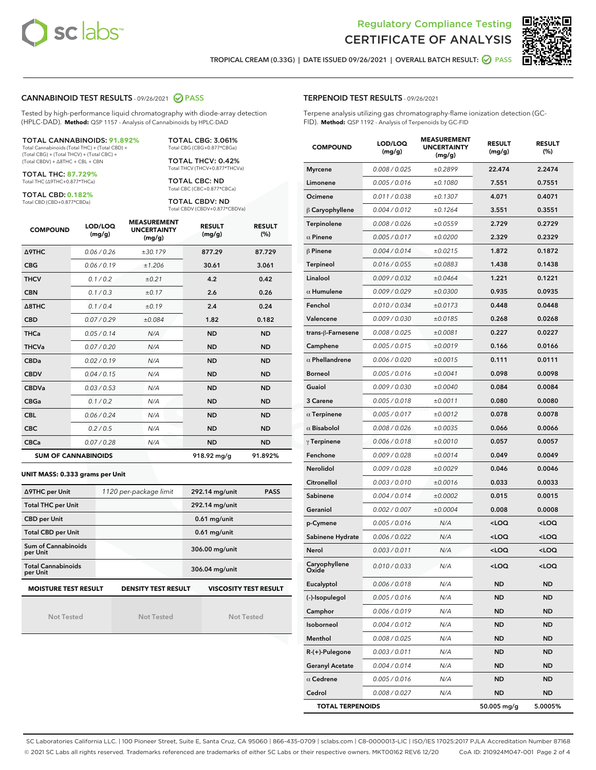Regulatory Compliance Testing
CERTIFICATE OF ANALYSIS

TROPICAL CREAM (0.33G) | DATE ISSUED 09/26/2021 | OVERALL BATCH RESULT: PASS

## CANNABINOID TEST RESULTS - 09/26/2021 PASS

Tested by high-performance liquid chromatography with diode-array detection (HPLC-DAD). **Method:** QSP 1157 - Analysis of Cannabinoids by HPLC-DAD

**TOTAL CANNABINOIDS: 91.892%**
Total Cannabinoids (Total THC) + (Total CBD) + (Total CBG) + (Total THCV) + (Total CBC) + (Total CBDV) + Δ8THC + CBL + CBN

**TOTAL THC: 87.729%**
Total THC (Δ9THC+0.877*THCa)

**TOTAL CBD: 0.182%**
Total CBD (CBD+0.877*CBDa)

**TOTAL CBG: 3.061%**
Total CBG (CBG+0.877*CBGa)

**TOTAL THCV: 0.42%**
Total THCV (THCV+0.877*THCVa)

**TOTAL CBC: ND**
Total CBC (CBC+0.877*CBCa)

**TOTAL CBDV: ND**
Total CBDV (CBDV+0.877*CBDVa)

| COMPOUND | LOD/LOQ (mg/g) | MEASUREMENT UNCERTAINTY (mg/g) | RESULT (mg/g) | RESULT (%) |
|---|---|---|---|---|
| Δ9THC | 0.06 / 0.26 | ±30.179 | 877.29 | 87.729 |
| CBG | 0.06 / 0.19 | ±1.206 | 30.61 | 3.061 |
| THCV | 0.1 / 0.2 | ±0.21 | 4.2 | 0.42 |
| CBN | 0.1 / 0.3 | ±0.17 | 2.6 | 0.26 |
| Δ8THC | 0.1 / 0.4 | ±0.19 | 2.4 | 0.24 |
| CBD | 0.07 / 0.29 | ±0.084 | 1.82 | 0.182 |
| THCa | 0.05 / 0.14 | N/A | ND | ND |
| THCVa | 0.07 / 0.20 | N/A | ND | ND |
| CBDa | 0.02 / 0.19 | N/A | ND | ND |
| CBDV | 0.04 / 0.15 | N/A | ND | ND |
| CBDVa | 0.03 / 0.53 | N/A | ND | ND |
| CBGa | 0.1 / 0.2 | N/A | ND | ND |
| CBL | 0.06 / 0.24 | N/A | ND | ND |
| CBC | 0.2 / 0.5 | N/A | ND | ND |
| CBCa | 0.07 / 0.28 | N/A | ND | ND |
| **SUM OF CANNABINOIDS** | | | 918.92 mg/g | 91.892% |

**UNIT MASS: 0.333 grams per Unit**

| | | | |
|---|---|---|---|
| Δ9THC per Unit | 1120 per-package limit | 292.14 mg/unit | PASS |
| Total THC per Unit | | 292.14 mg/unit | |
| CBD per Unit | | 0.61 mg/unit | |
| Total CBD per Unit | | 0.61 mg/unit | |
| Sum of Cannabinoids per Unit | | 306.00 mg/unit | |
| Total Cannabinoids per Unit | | 306.04 mg/unit | |

| MOISTURE TEST RESULT | DENSITY TEST RESULT | VISCOSITY TEST RESULT |
|---|---|---|
| Not Tested | Not Tested | Not Tested |

## TERPENOID TEST RESULTS - 09/26/2021

Terpene analysis utilizing gas chromatography-flame ionization detection (GC-FID). **Method:** QSP 1192 - Analysis of Terpenoids by GC-FID

| COMPOUND | LOD/LOQ (mg/g) | MEASUREMENT UNCERTAINTY (mg/g) | RESULT (mg/g) | RESULT (%) |
|---|---|---|---|---|
| Myrcene | 0.008 / 0.025 | ±0.2899 | 22.474 | 2.2474 |
| Limonene | 0.005 / 0.016 | ±0.1080 | 7.551 | 0.7551 |
| Ocimene | 0.011 / 0.038 | ±0.1307 | 4.071 | 0.4071 |
| β Caryophyllene | 0.004 / 0.012 | ±0.1264 | 3.551 | 0.3551 |
| Terpinolene | 0.008 / 0.026 | ±0.0559 | 2.729 | 0.2729 |
| α Pinene | 0.005 / 0.017 | ±0.0200 | 2.329 | 0.2329 |
| β Pinene | 0.004 / 0.014 | ±0.0215 | 1.872 | 0.1872 |
| Terpineol | 0.016 / 0.055 | ±0.0883 | 1.438 | 0.1438 |
| Linalool | 0.009 / 0.032 | ±0.0464 | 1.221 | 0.1221 |
| α Humulene | 0.009 / 0.029 | ±0.0300 | 0.935 | 0.0935 |
| Fenchol | 0.010 / 0.034 | ±0.0173 | 0.448 | 0.0448 |
| Valencene | 0.009 / 0.030 | ±0.0185 | 0.268 | 0.0268 |
| trans-β-Farnesene | 0.008 / 0.025 | ±0.0081 | 0.227 | 0.0227 |
| Camphene | 0.005 / 0.015 | ±0.0019 | 0.166 | 0.0166 |
| α Phellandrene | 0.006 / 0.020 | ±0.0015 | 0.111 | 0.0111 |
| Borneol | 0.005 / 0.016 | ±0.0041 | 0.098 | 0.0098 |
| Guaiol | 0.009 / 0.030 | ±0.0040 | 0.084 | 0.0084 |
| 3 Carene | 0.005 / 0.018 | ±0.0011 | 0.080 | 0.0080 |
| α Terpinene | 0.005 / 0.017 | ±0.0012 | 0.078 | 0.0078 |
| α Bisabolol | 0.008 / 0.026 | ±0.0035 | 0.066 | 0.0066 |
| γ Terpinene | 0.006 / 0.018 | ±0.0010 | 0.057 | 0.0057 |
| Fenchone | 0.009 / 0.028 | ±0.0014 | 0.049 | 0.0049 |
| Nerolidol | 0.009 / 0.028 | ±0.0029 | 0.046 | 0.0046 |
| Citronellol | 0.003 / 0.010 | ±0.0016 | 0.033 | 0.0033 |
| Sabinene | 0.004 / 0.014 | ±0.0002 | 0.015 | 0.0015 |
| Geraniol | 0.002 / 0.007 | ±0.0004 | 0.008 | 0.0008 |
| p-Cymene | 0.005 / 0.016 | N/A | <LOQ | <LOQ |
| Sabinene Hydrate | 0.006 / 0.022 | N/A | <LOQ | <LOQ |
| Nerol | 0.003 / 0.011 | N/A | <LOQ | <LOQ |
| Caryophyllene Oxide | 0.010 / 0.033 | N/A | <LOQ | <LOQ |
| Eucalyptol | 0.006 / 0.018 | N/A | ND | ND |
| (-)-Isopulegol | 0.005 / 0.016 | N/A | ND | ND |
| Camphor | 0.006 / 0.019 | N/A | ND | ND |
| Isoborneol | 0.004 / 0.012 | N/A | ND | ND |
| Menthol | 0.008 / 0.025 | N/A | ND | ND |
| R-(+)-Pulegone | 0.003 / 0.011 | N/A | ND | ND |
| Geranyl Acetate | 0.004 / 0.014 | N/A | ND | ND |
| α Cedrene | 0.005 / 0.016 | N/A | ND | ND |
| Cedrol | 0.008 / 0.027 | N/A | ND | ND |
| **TOTAL TERPENOIDS** | | | 50.005 mg/g | 5.0005% |

SC Laboratories California LLC. | 100 Pioneer Street, Suite E, Santa Cruz, CA 95060 | 866-435-0709 | sclabs.com | C8-0000013-LIC | ISO/IES 17025:2017 PJLA Accreditation Number 87168
© 2021 SC Labs all rights reserved. Trademarks referenced are trademarks of either SC Labs or their respective owners. MKT00162 REV6 12/20 CoA ID: 210924M047-001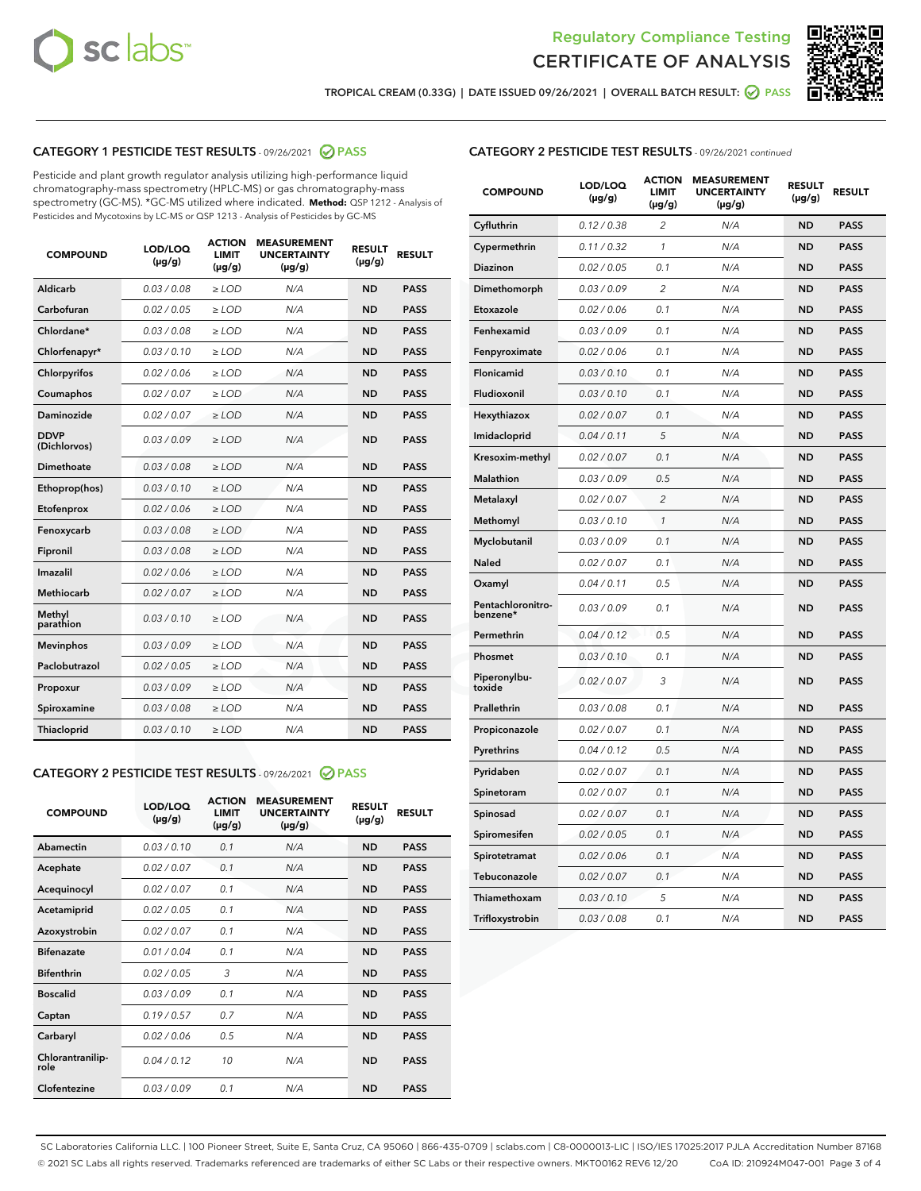Regulatory Compliance Testing

# CERTIFICATE OF ANALYSIS

TROPICAL CREAM (0.33G) | DATE ISSUED 09/26/2021 | OVERALL BATCH RESULT: PASS

## CATEGORY 1 PESTICIDE TEST RESULTS - 09/26/2021 PASS

Pesticide and plant growth regulator analysis utilizing high-performance liquid chromatography-mass spectrometry (HPLC-MS) or gas chromatography-mass spectrometry (GC-MS). *GC-MS utilized where indicated. **Method:** QSP 1212 - Analysis of Pesticides and Mycotoxins by LC-MS or QSP 1213 - Analysis of Pesticides by GC-MS

| COMPOUND | LOD/LOQ (µg/g) | ACTION LIMIT (µg/g) | MEASUREMENT UNCERTAINTY (µg/g) | RESULT (µg/g) | RESULT |
|---|---|---|---|---|---|
| Aldicarb | 0.03 / 0.08 | ≥ LOD | N/A | ND | PASS |
| Carbofuran | 0.02 / 0.05 | ≥ LOD | N/A | ND | PASS |
| Chlordane* | 0.03 / 0.08 | ≥ LOD | N/A | ND | PASS |
| Chlorfenapyr* | 0.03 / 0.10 | ≥ LOD | N/A | ND | PASS |
| Chlorpyrifos | 0.02 / 0.06 | ≥ LOD | N/A | ND | PASS |
| Coumaphos | 0.02 / 0.07 | ≥ LOD | N/A | ND | PASS |
| Daminozide | 0.02 / 0.07 | ≥ LOD | N/A | ND | PASS |
| DDVP (Dichlorvos) | 0.03 / 0.09 | ≥ LOD | N/A | ND | PASS |
| Dimethoate | 0.03 / 0.08 | ≥ LOD | N/A | ND | PASS |
| Ethoprop(hos) | 0.03 / 0.10 | ≥ LOD | N/A | ND | PASS |
| Etofenprox | 0.02 / 0.06 | ≥ LOD | N/A | ND | PASS |
| Fenoxycarb | 0.03 / 0.08 | ≥ LOD | N/A | ND | PASS |
| Fipronil | 0.03 / 0.08 | ≥ LOD | N/A | ND | PASS |
| Imazalil | 0.02 / 0.06 | ≥ LOD | N/A | ND | PASS |
| Methiocarb | 0.02 / 0.07 | ≥ LOD | N/A | ND | PASS |
| Methyl parathion | 0.03 / 0.10 | ≥ LOD | N/A | ND | PASS |
| Mevinphos | 0.03 / 0.09 | ≥ LOD | N/A | ND | PASS |
| Paclobutrazol | 0.02 / 0.05 | ≥ LOD | N/A | ND | PASS |
| Propoxur | 0.03 / 0.09 | ≥ LOD | N/A | ND | PASS |
| Spiroxamine | 0.03 / 0.08 | ≥ LOD | N/A | ND | PASS |
| Thiacloprid | 0.03 / 0.10 | ≥ LOD | N/A | ND | PASS |

## CATEGORY 2 PESTICIDE TEST RESULTS - 09/26/2021 PASS

| COMPOUND | LOD/LOQ (µg/g) | ACTION LIMIT (µg/g) | MEASUREMENT UNCERTAINTY (µg/g) | RESULT (µg/g) | RESULT |
|---|---|---|---|---|---|
| Abamectin | 0.03 / 0.10 | 0.1 | N/A | ND | PASS |
| Acephate | 0.02 / 0.07 | 0.1 | N/A | ND | PASS |
| Acequinocyl | 0.02 / 0.07 | 0.1 | N/A | ND | PASS |
| Acetamiprid | 0.02 / 0.05 | 0.1 | N/A | ND | PASS |
| Azoxystrobin | 0.02 / 0.07 | 0.1 | N/A | ND | PASS |
| Bifenazate | 0.01 / 0.04 | 0.1 | N/A | ND | PASS |
| Bifenthrin | 0.02 / 0.05 | 3 | N/A | ND | PASS |
| Boscalid | 0.03 / 0.09 | 0.1 | N/A | ND | PASS |
| Captan | 0.19 / 0.57 | 0.7 | N/A | ND | PASS |
| Carbaryl | 0.02 / 0.06 | 0.5 | N/A | ND | PASS |
| Chlorantraniliprole | 0.04 / 0.12 | 10 | N/A | ND | PASS |
| Clofentezine | 0.03 / 0.09 | 0.1 | N/A | ND | PASS |
| Cyfluthrin | 0.12 / 0.38 | 2 | N/A | ND | PASS |
| Cypermethrin | 0.11 / 0.32 | 1 | N/A | ND | PASS |
| Diazinon | 0.02 / 0.05 | 0.1 | N/A | ND | PASS |
| Dimethomorph | 0.03 / 0.09 | 2 | N/A | ND | PASS |
| Etoxazole | 0.02 / 0.06 | 0.1 | N/A | ND | PASS |
| Fenhexamid | 0.03 / 0.09 | 0.1 | N/A | ND | PASS |
| Fenpyroximate | 0.02 / 0.06 | 0.1 | N/A | ND | PASS |
| Flonicamid | 0.03 / 0.10 | 0.1 | N/A | ND | PASS |
| Fludioxonil | 0.03 / 0.10 | 0.1 | N/A | ND | PASS |
| Hexythiazox | 0.02 / 0.07 | 0.1 | N/A | ND | PASS |
| Imidacloprid | 0.04 / 0.11 | 5 | N/A | ND | PASS |
| Kresoxim-methyl | 0.02 / 0.07 | 0.1 | N/A | ND | PASS |
| Malathion | 0.03 / 0.09 | 0.5 | N/A | ND | PASS |
| Metalaxyl | 0.02 / 0.07 | 2 | N/A | ND | PASS |
| Methomyl | 0.03 / 0.10 | 1 | N/A | ND | PASS |
| Myclobutanil | 0.03 / 0.09 | 0.1 | N/A | ND | PASS |
| Naled | 0.02 / 0.07 | 0.1 | N/A | ND | PASS |
| Oxamyl | 0.04 / 0.11 | 0.5 | N/A | ND | PASS |
| Pentachloronitrobenzene* | 0.03 / 0.09 | 0.1 | N/A | ND | PASS |
| Permethrin | 0.04 / 0.12 | 0.5 | N/A | ND | PASS |
| Phosmet | 0.03 / 0.10 | 0.1 | N/A | ND | PASS |
| Piperonylbutoxide | 0.02 / 0.07 | 3 | N/A | ND | PASS |
| Prallethrin | 0.03 / 0.08 | 0.1 | N/A | ND | PASS |
| Propiconazole | 0.02 / 0.07 | 0.1 | N/A | ND | PASS |
| Pyrethrins | 0.04 / 0.12 | 0.5 | N/A | ND | PASS |
| Pyridaben | 0.02 / 0.07 | 0.1 | N/A | ND | PASS |
| Spinetoram | 0.02 / 0.07 | 0.1 | N/A | ND | PASS |
| Spinosad | 0.02 / 0.07 | 0.1 | N/A | ND | PASS |
| Spiromesifen | 0.02 / 0.05 | 0.1 | N/A | ND | PASS |
| Spirotetramat | 0.02 / 0.06 | 0.1 | N/A | ND | PASS |
| Tebuconazole | 0.02 / 0.07 | 0.1 | N/A | ND | PASS |
| Thiamethoxam | 0.03 / 0.10 | 5 | N/A | ND | PASS |
| Trifloxystrobin | 0.03 / 0.08 | 0.1 | N/A | ND | PASS |

SC Laboratories California LLC. | 100 Pioneer Street, Suite E, Santa Cruz, CA 95060 | 866-435-0709 | sclabs.com | C8-0000013-LIC | ISO/IES 17025:2017 PJLA Accreditation Number 87168
© 2021 SC Labs all rights reserved. Trademarks referenced are trademarks of either SC Labs or their respective owners. MKT00162 REV6 12/20 CoA ID: 210924M047-001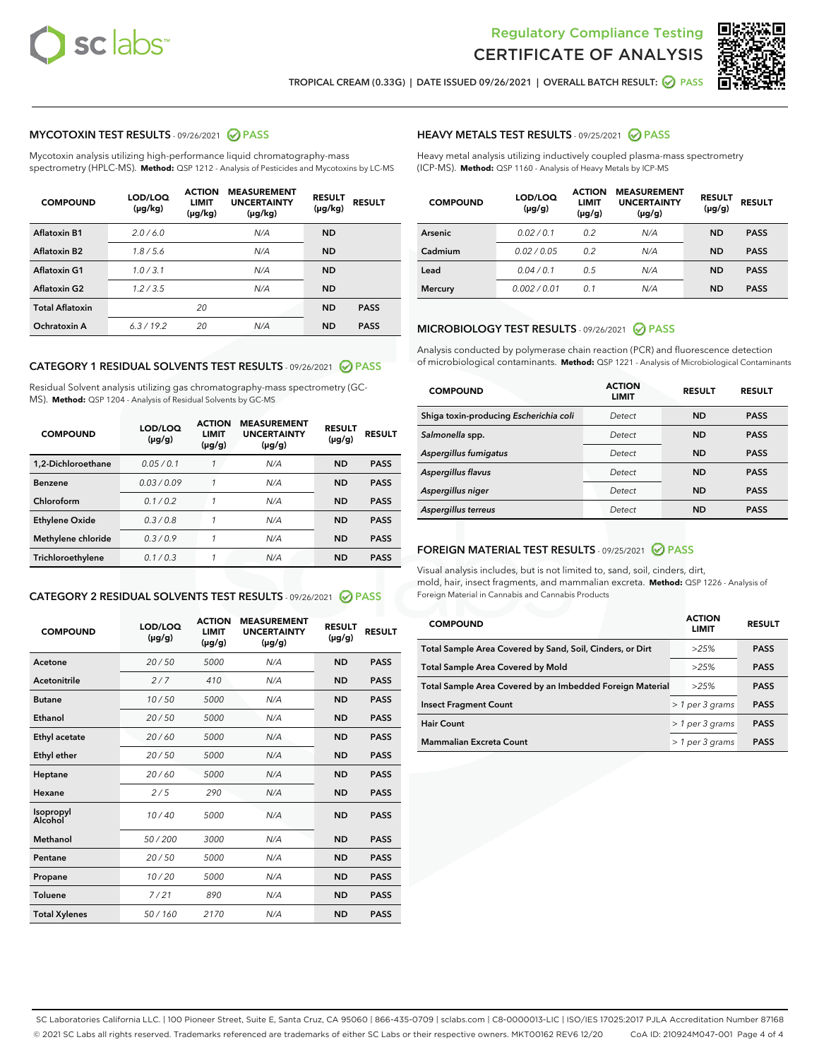Regulatory Compliance Testing

# CERTIFICATE OF ANALYSIS

TROPICAL CREAM (0.33G) | DATE ISSUED 09/26/2021 | OVERALL BATCH RESULT: PASS

## MYCOTOXIN TEST RESULTS - 09/26/2021 PASS

Mycotoxin analysis utilizing high-performance liquid chromatography-mass spectrometry (HPLC-MS). **Method:** QSP 1212 - Analysis of Pesticides and Mycotoxins by LC-MS

| COMPOUND | LOD/LOQ (µg/kg) | ACTION LIMIT (µg/kg) | MEASUREMENT UNCERTAINTY (µg/kg) | RESULT (µg/kg) | RESULT |
|---|---|---|---|---|---|
| Aflatoxin B1 | 2.0 / 6.0 | | N/A | ND | |
| Aflatoxin B2 | 1.8 / 5.6 | | N/A | ND | |
| Aflatoxin G1 | 1.0 / 3.1 | | N/A | ND | |
| Aflatoxin G2 | 1.2 / 3.5 | | N/A | ND | |
| Total Aflatoxin | | 20 | | ND | PASS |
| Ochratoxin A | 6.3 / 19.2 | 20 | N/A | ND | PASS |

## CATEGORY 1 RESIDUAL SOLVENTS TEST RESULTS - 09/26/2021 PASS

Residual Solvent analysis utilizing gas chromatography-mass spectrometry (GC-MS). **Method:** QSP 1204 - Analysis of Residual Solvents by GC-MS

| COMPOUND | LOD/LOQ (µg/g) | ACTION LIMIT (µg/g) | MEASUREMENT UNCERTAINTY (µg/g) | RESULT (µg/g) | RESULT |
|---|---|---|---|---|---|
| 1,2-Dichloroethane | 0.05 / 0.1 | 1 | N/A | ND | PASS |
| Benzene | 0.03 / 0.09 | 1 | N/A | ND | PASS |
| Chloroform | 0.1 / 0.2 | 1 | N/A | ND | PASS |
| Ethylene Oxide | 0.3 / 0.8 | 1 | N/A | ND | PASS |
| Methylene chloride | 0.3 / 0.9 | 1 | N/A | ND | PASS |
| Trichloroethylene | 0.1 / 0.3 | 1 | N/A | ND | PASS |

## CATEGORY 2 RESIDUAL SOLVENTS TEST RESULTS - 09/26/2021 PASS

| COMPOUND | LOD/LOQ (µg/g) | ACTION LIMIT (µg/g) | MEASUREMENT UNCERTAINTY (µg/g) | RESULT (µg/g) | RESULT |
|---|---|---|---|---|---|
| Acetone | 20 / 50 | 5000 | N/A | ND | PASS |
| Acetonitrile | 2 / 7 | 410 | N/A | ND | PASS |
| Butane | 10 / 50 | 5000 | N/A | ND | PASS |
| Ethanol | 20 / 50 | 5000 | N/A | ND | PASS |
| Ethyl acetate | 20 / 60 | 5000 | N/A | ND | PASS |
| Ethyl ether | 20 / 50 | 5000 | N/A | ND | PASS |
| Heptane | 20 / 60 | 5000 | N/A | ND | PASS |
| Hexane | 2 / 5 | 290 | N/A | ND | PASS |
| Isopropyl Alcohol | 10 / 40 | 5000 | N/A | ND | PASS |
| Methanol | 50 / 200 | 3000 | N/A | ND | PASS |
| Pentane | 20 / 50 | 5000 | N/A | ND | PASS |
| Propane | 10 / 20 | 5000 | N/A | ND | PASS |
| Toluene | 7 / 21 | 890 | N/A | ND | PASS |
| Total Xylenes | 50 / 160 | 2170 | N/A | ND | PASS |

## HEAVY METALS TEST RESULTS - 09/25/2021 PASS

Heavy metal analysis utilizing inductively coupled plasma-mass spectrometry (ICP-MS). **Method:** QSP 1160 - Analysis of Heavy Metals by ICP-MS

| COMPOUND | LOD/LOQ (µg/g) | ACTION LIMIT (µg/g) | MEASUREMENT UNCERTAINTY (µg/g) | RESULT (µg/g) | RESULT |
|---|---|---|---|---|---|
| Arsenic | 0.02 / 0.1 | 0.2 | N/A | ND | PASS |
| Cadmium | 0.02 / 0.05 | 0.2 | N/A | ND | PASS |
| Lead | 0.04 / 0.1 | 0.5 | N/A | ND | PASS |
| Mercury | 0.002 / 0.01 | 0.1 | N/A | ND | PASS |

## MICROBIOLOGY TEST RESULTS - 09/26/2021 PASS

Analysis conducted by polymerase chain reaction (PCR) and fluorescence detection of microbiological contaminants. **Method:** QSP 1221 - Analysis of Microbiological Contaminants

| COMPOUND | ACTION LIMIT | RESULT | RESULT |
|---|---|---|---|
| Shiga toxin-producing *Escherichia coli* | Detect | ND | PASS |
| *Salmonella* spp. | Detect | ND | PASS |
| *Aspergillus fumigatus* | Detect | ND | PASS |
| *Aspergillus flavus* | Detect | ND | PASS |
| *Aspergillus niger* | Detect | ND | PASS |
| *Aspergillus terreus* | Detect | ND | PASS |

## FOREIGN MATERIAL TEST RESULTS - 09/25/2021 PASS

Visual analysis includes, but is not limited to, sand, soil, cinders, dirt, mold, hair, insect fragments, and mammalian excreta. **Method:** QSP 1226 - Analysis of Foreign Material in Cannabis and Cannabis Products

| COMPOUND | ACTION LIMIT | RESULT |
|---|---|---|
| Total Sample Area Covered by Sand, Soil, Cinders, or Dirt | >25% | PASS |
| Total Sample Area Covered by Mold | >25% | PASS |
| Total Sample Area Covered by an Imbedded Foreign Material | >25% | PASS |
| Insect Fragment Count | > 1 per 3 grams | PASS |
| Hair Count | > 1 per 3 grams | PASS |
| Mammalian Excreta Count | > 1 per 3 grams | PASS |

SC Laboratories California LLC. | 100 Pioneer Street, Suite E, Santa Cruz, CA 95060 | 866-435-0709 | sclabs.com | C8-0000013-LIC | ISO/IES 17025:2017 PJLA Accreditation Number 87168
© 2021 SC Labs all rights reserved. Trademarks referenced are trademarks of either SC Labs or their respective owners. MKT00162 REV6 12/20 CoA ID: 210924M047-001